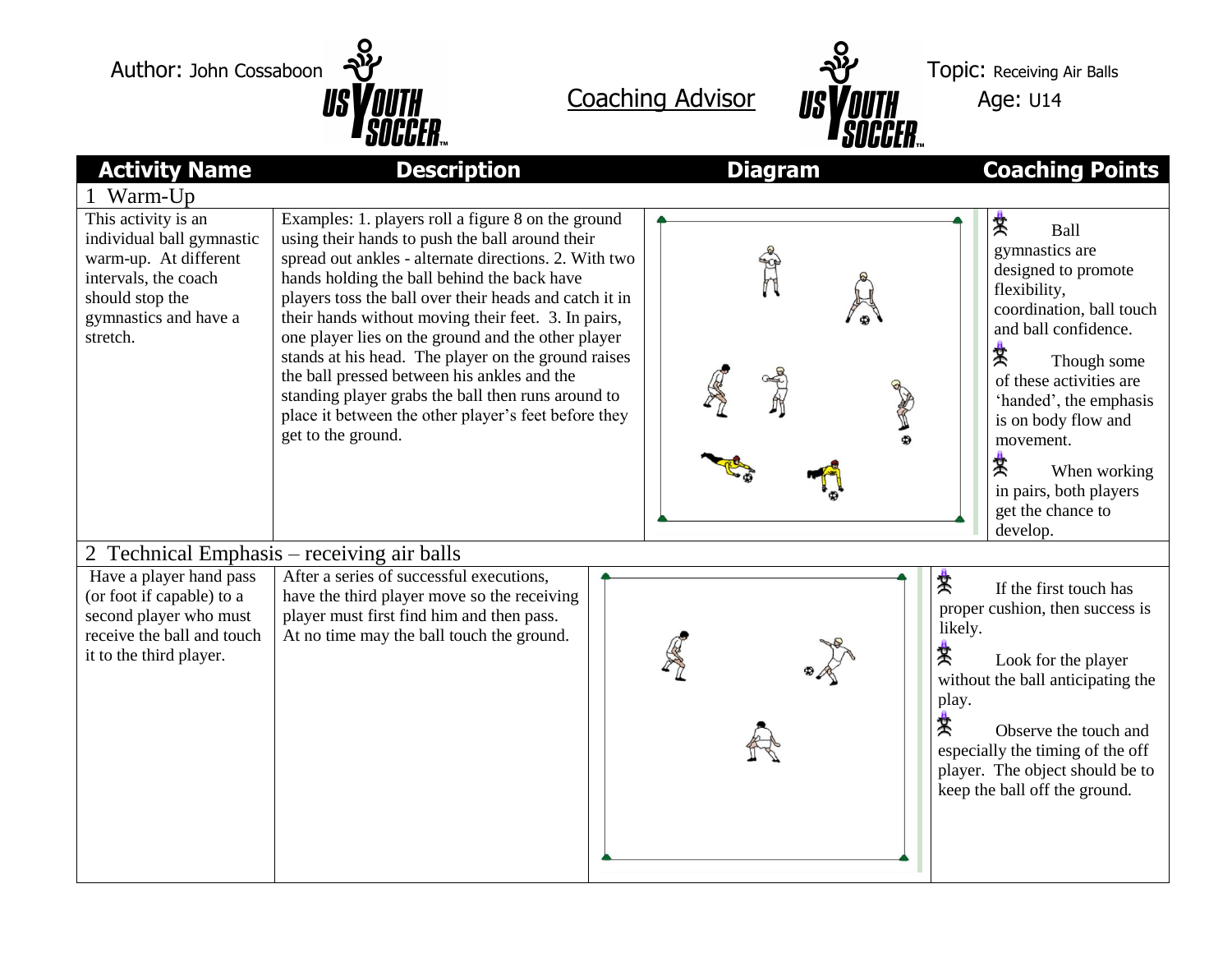Author: John Cossaboon

Coaching Advisor

Topic: Receiving Air Balls

Age: U14

| Activity Name | Description | Diagram | Coaching Points |
|---|---|---|---|
| **1 Warm-Up** | | | |
| This activity is an individual ball gymnastic warm-up. At different intervals, the coach should stop the gymnastics and have a stretch. | Examples: 1. players roll a figure 8 on the ground using their hands to push the ball around their spread out ankles - alternate directions. 2. With two hands holding the ball behind the back have players toss the ball over their heads and catch it in their hands without moving their feet. 3. In pairs, one player lies on the ground and the other player stands at his head. The player on the ground raises the ball pressed between his ankles and the standing player grabs the ball then runs around to place it between the other player's feet before they get to the ground. | | Ball gymnastics are designed to promote flexibility, coordination, ball touch and ball confidence. <br> Though some of these activities are 'handed', the emphasis is on body flow and movement. <br> When working in pairs, both players get the chance to develop. |
| **2 Technical Emphasis – receiving air balls** | | | |
| Have a player hand pass (or foot if capable) to a second player who must receive the ball and touch it to the third player. | After a series of successful executions, have the third player move so the receiving player must first find him and then pass. At no time may the ball touch the ground. | | If the first touch has proper cushion, then success is likely. <br> Look for the player without the ball anticipating the play. <br> Observe the touch and especially the timing of the off player. The object should be to keep the ball off the ground. |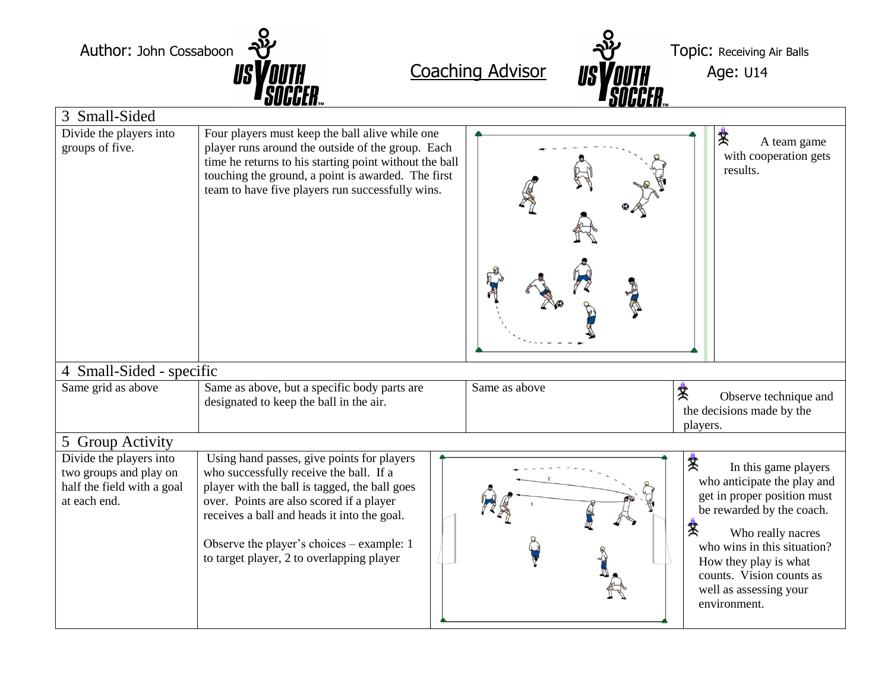Author: John Cossaboon

Coaching Advisor

Topic: Receiving Air Balls

Age: U14

| | | | |
|---|---|---|---|
| **3 Small-Sided** | | | |
| Divide the players into groups of five. | Four players must keep the ball alive while one player runs around the outside of the group. Each time he returns to his starting point without the ball touching the ground, a point is awarded. The first team to have five players run successfully wins. | | A team game with cooperation gets results. |
| **4 Small-Sided - specific** | | | |
| Same grid as above | Same as above, but a specific body parts are designated to keep the ball in the air. | Same as above | Observe technique and the decisions made by the players. |
| **5 Group Activity** | | | |
| Divide the players into two groups and play on half the field with a goal at each end. | Using hand passes, give points for players who successfully receive the ball. If a player with the ball is tagged, the ball goes over. Points are also scored if a player receives a ball and heads it into the goal.<br><br>Observe the player's choices – example: 1 to target player, 2 to overlapping player | 2<br>1 | In this game players who anticipate the play and get in proper position must be rewarded by the coach.<br><br>Who really nacres who wins in this situation? How they play is what counts. Vision counts as well as assessing your environment. |